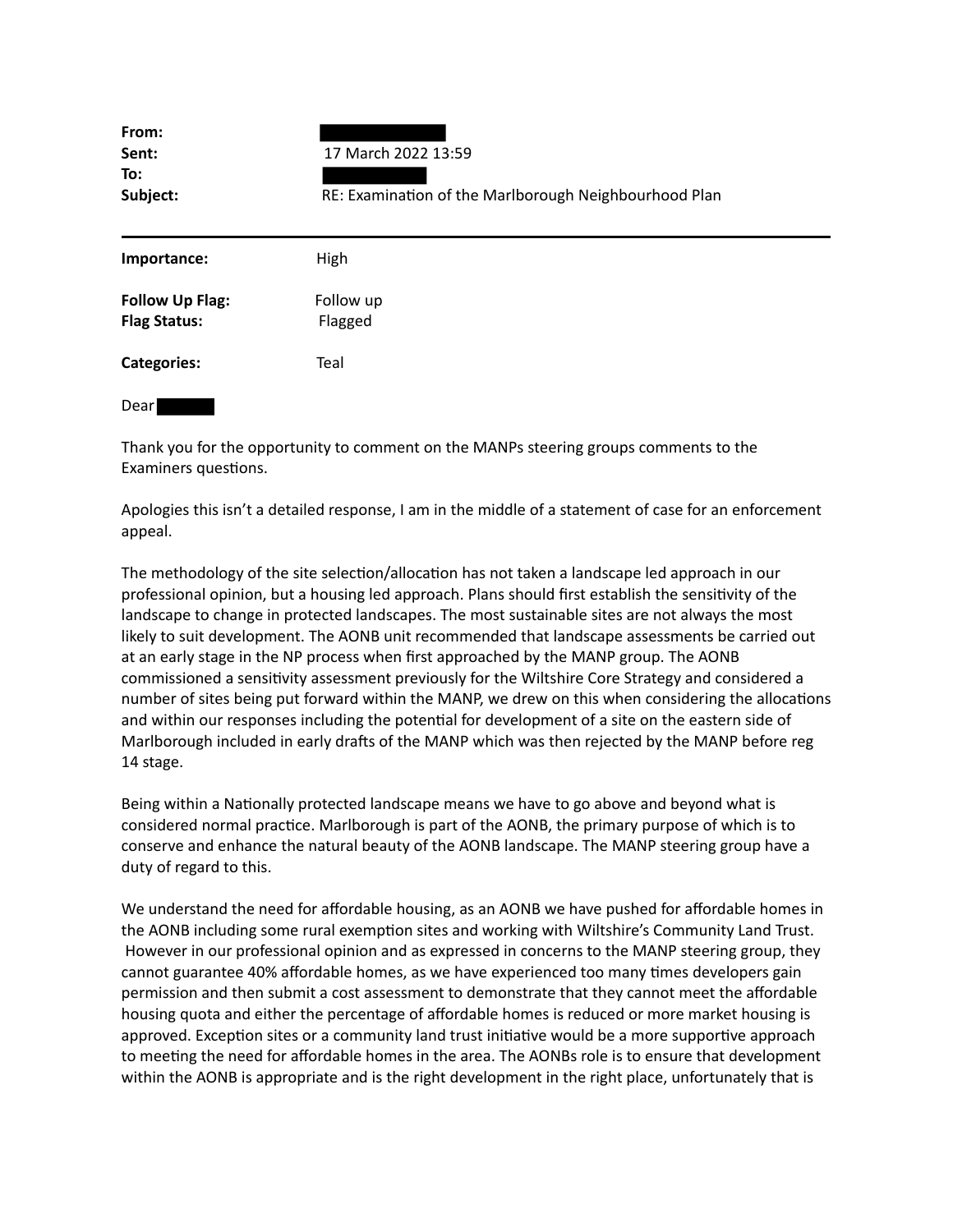| | |
|---|---|
| **From:** | |
| **Sent:** | 17 March 2022 13:59 |
| **To:** | |
| **Subject:** | RE: Examination of the Marlborough Neighbourhood Plan |

---

| | |
|---|---|
| **Importance:** | High |
| **Follow Up Flag:** | Follow up |
| **Flag Status:** | Flagged |
| **Categories:** | Teal |

Dear

Thank you for the opportunity to comment on the MANPs steering groups comments to the Examiners questions.

Apologies this isn't a detailed response, I am in the middle of a statement of case for an enforcement appeal.

The methodology of the site selection/allocation has not taken a landscape led approach in our professional opinion, but a housing led approach. Plans should first establish the sensitivity of the landscape to change in protected landscapes. The most sustainable sites are not always the most likely to suit development. The AONB unit recommended that landscape assessments be carried out at an early stage in the NP process when first approached by the MANP group. The AONB commissioned a sensitivity assessment previously for the Wiltshire Core Strategy and considered a number of sites being put forward within the MANP, we drew on this when considering the allocations and within our responses including the potential for development of a site on the eastern side of Marlborough included in early drafts of the MANP which was then rejected by the MANP before reg 14 stage.

Being within a Nationally protected landscape means we have to go above and beyond what is considered normal practice. Marlborough is part of the AONB, the primary purpose of which is to conserve and enhance the natural beauty of the AONB landscape. The MANP steering group have a duty of regard to this.

We understand the need for affordable housing, as an AONB we have pushed for affordable homes in the AONB including some rural exemption sites and working with Wiltshire's Community Land Trust. However in our professional opinion and as expressed in concerns to the MANP steering group, they cannot guarantee 40% affordable homes, as we have experienced too many times developers gain permission and then submit a cost assessment to demonstrate that they cannot meet the affordable housing quota and either the percentage of affordable homes is reduced or more market housing is approved. Exception sites or a community land trust initiative would be a more supportive approach to meeting the need for affordable homes in the area. The AONBs role is to ensure that development within the AONB is appropriate and is the right development in the right place, unfortunately that is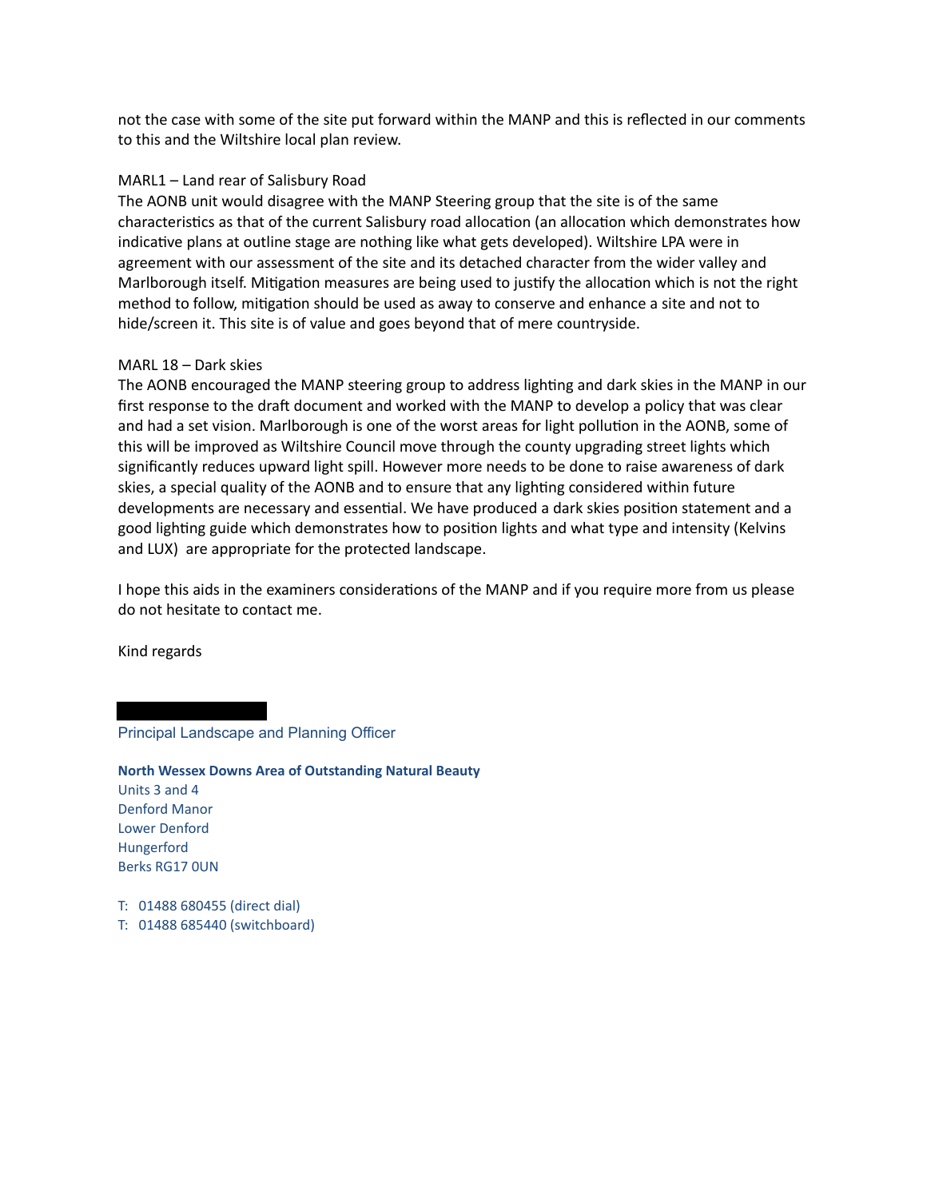not the case with some of the site put forward within the MANP and this is reflected in our comments to this and the Wiltshire local plan review.

MARL1 – Land rear of Salisbury Road
The AONB unit would disagree with the MANP Steering group that the site is of the same characteristics as that of the current Salisbury road allocation (an allocation which demonstrates how indicative plans at outline stage are nothing like what gets developed). Wiltshire LPA were in agreement with our assessment of the site and its detached character from the wider valley and Marlborough itself. Mitigation measures are being used to justify the allocation which is not the right method to follow, mitigation should be used as away to conserve and enhance a site and not to hide/screen it. This site is of value and goes beyond that of mere countryside.

MARL 18 – Dark skies
The AONB encouraged the MANP steering group to address lighting and dark skies in the MANP in our first response to the draft document and worked with the MANP to develop a policy that was clear and had a set vision. Marlborough is one of the worst areas for light pollution in the AONB, some of this will be improved as Wiltshire Council move through the county upgrading street lights which significantly reduces upward light spill. However more needs to be done to raise awareness of dark skies, a special quality of the AONB and to ensure that any lighting considered within future developments are necessary and essential. We have produced a dark skies position statement and a good lighting guide which demonstrates how to position lights and what type and intensity (Kelvins and LUX) are appropriate for the protected landscape.

I hope this aids in the examiners considerations of the MANP and if you require more from us please do not hesitate to contact me.

Kind regards

Principal Landscape and Planning Officer

**North Wessex Downs Area of Outstanding Natural Beauty**
Units 3 and 4
Denford Manor
Lower Denford
Hungerford
Berks RG17 0UN

T: 01488 680455 (direct dial)
T: 01488 685440 (switchboard)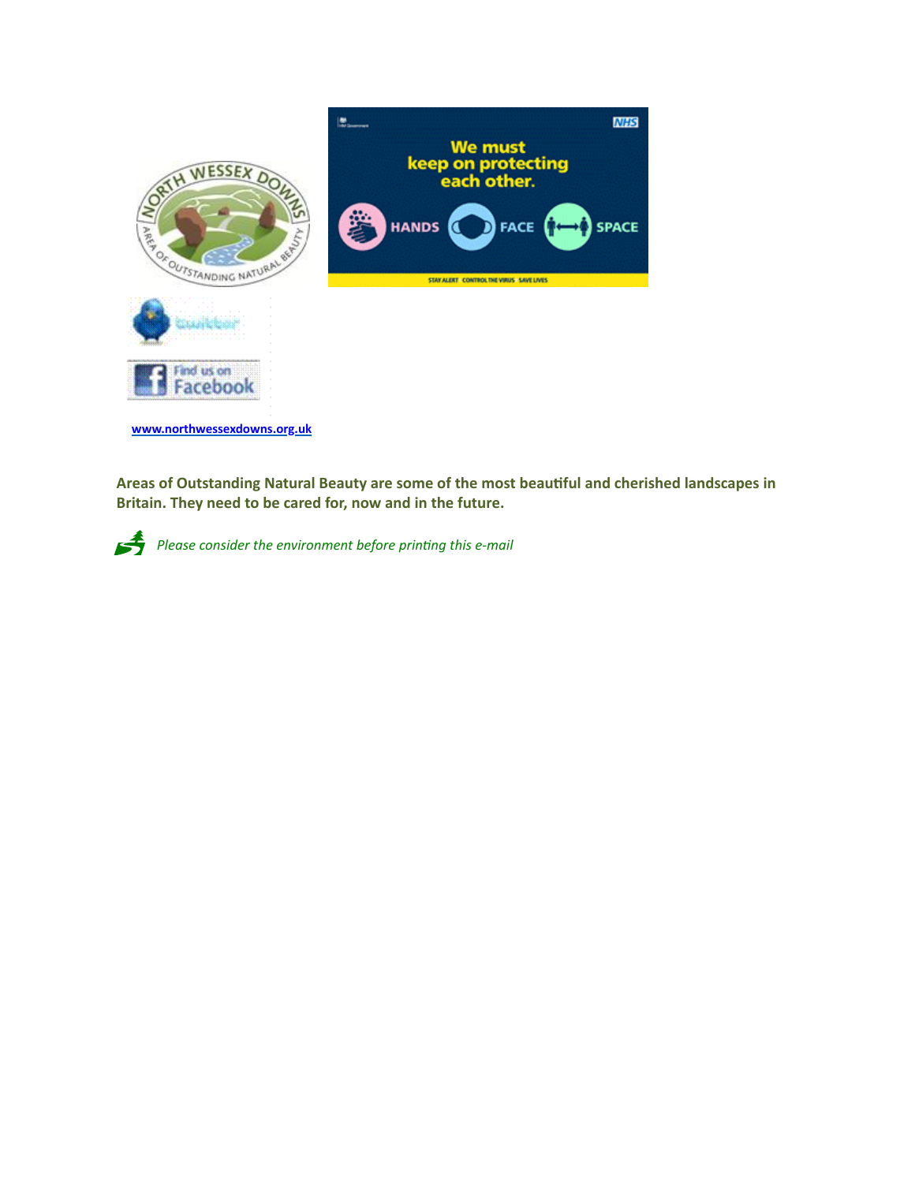www.northwessexdowns.org.uk

**Areas of Outstanding Natural Beauty are some of the most beautiful and cherished landscapes in Britain. They need to be cared for, now and in the future.**

*Please consider the environment before printing this e-mail*